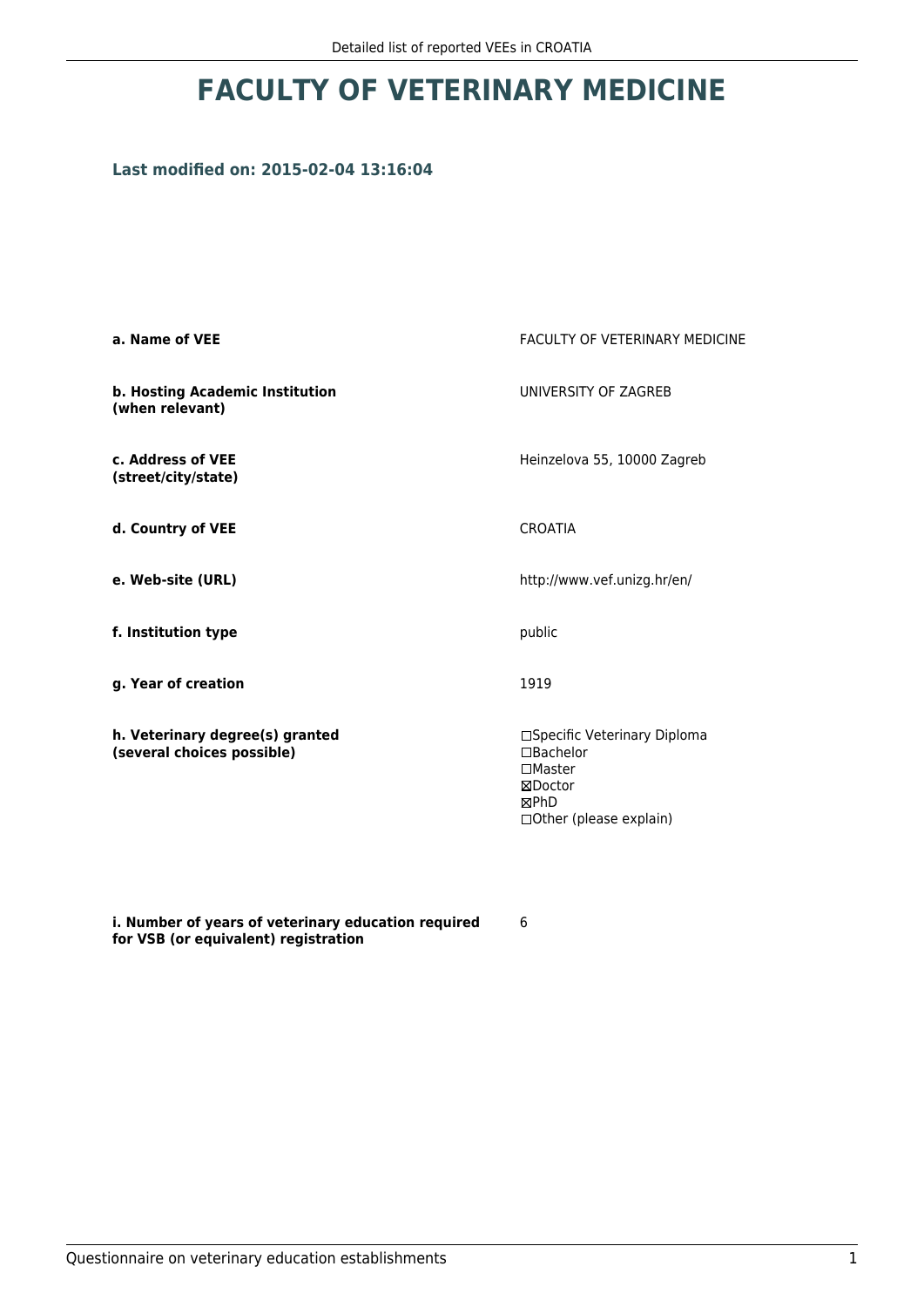# FACULTY OF VETERINARY MEDICINE

### Last modified on: 2015-02-04 13:16:04

| | |
|---|---|
| **a. Name of VEE** | FACULTY OF VETERINARY MEDICINE |
| **b. Hosting Academic Institution (when relevant)** | UNIVERSITY OF ZAGREB |
| **c. Address of VEE (street/city/state)** | Heinzelova 55, 10000 Zagreb |
| **d. Country of VEE** | CROATIA |
| **e. Web-site (URL)** | http://www.vef.unizg.hr/en/ |
| **f. Institution type** | public |
| **g. Year of creation** | 1919 |
| **h. Veterinary degree(s) granted (several choices possible)** | ☐Specific Veterinary Diploma<br>☐Bachelor<br>☐Master<br>☒Doctor<br>☒PhD<br>☐Other (please explain) |
| **i. Number of years of veterinary education required for VSB (or equivalent) registration** | 6 |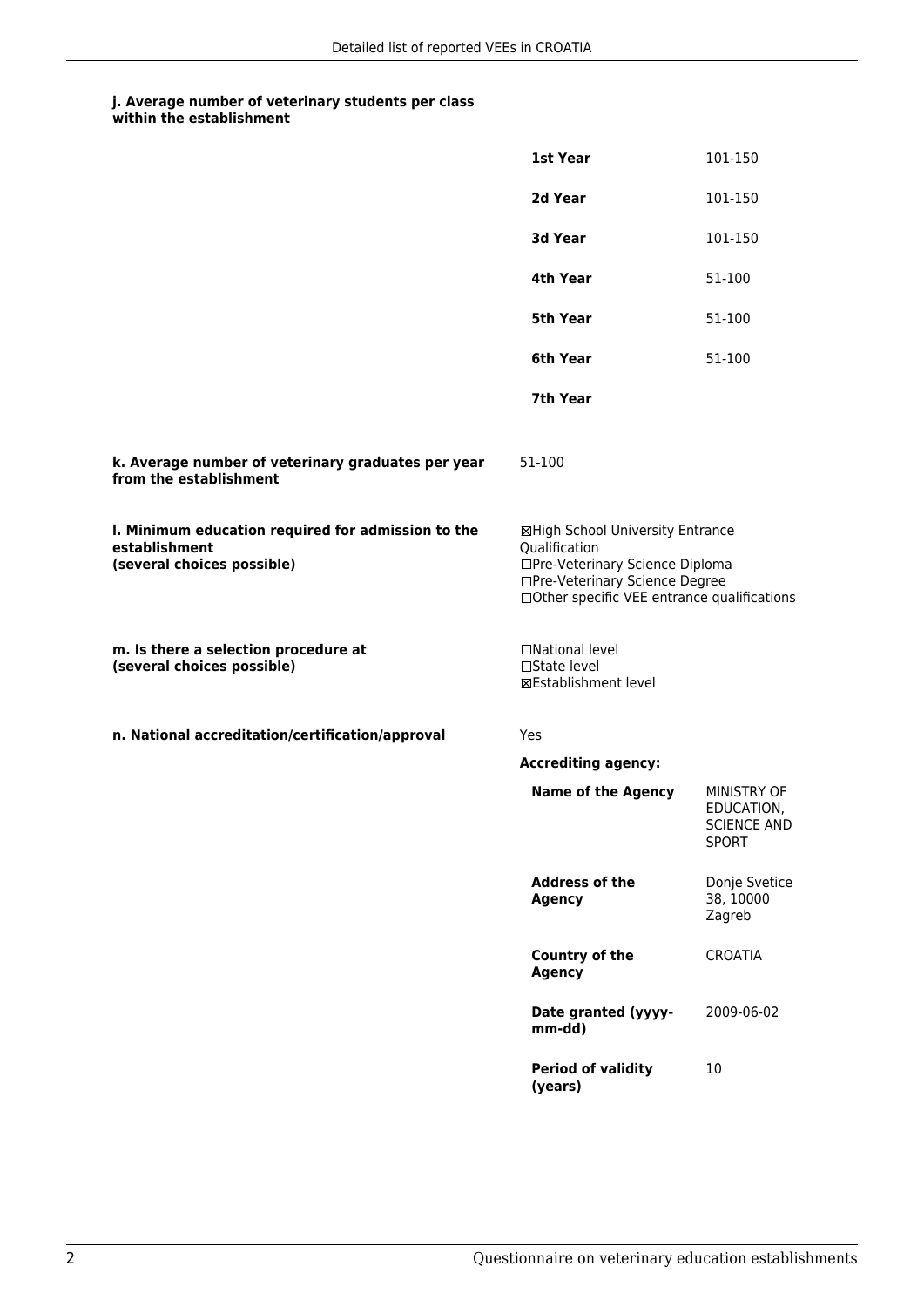**j. Average number of veterinary students per class within the establishment**

| | |
|---|---|
| **1st Year** | 101-150 |
| **2d Year** | 101-150 |
| **3d Year** | 101-150 |
| **4th Year** | 51-100 |
| **5th Year** | 51-100 |
| **6th Year** | 51-100 |
| **7th Year** | |

**k. Average number of veterinary graduates per year from the establishment**

51-100

**l. Minimum education required for admission to the establishment (several choices possible)**

☒High School University Entrance Qualification
☐Pre-Veterinary Science Diploma
☐Pre-Veterinary Science Degree
☐Other specific VEE entrance qualifications

**m. Is there a selection procedure at (several choices possible)**

☐National level
☐State level
☒Establishment level

**n. National accreditation/certification/approval**

Yes

**Accrediting agency:**

| | |
|---|---|
| **Name of the Agency** | MINISTRY OF EDUCATION, SCIENCE AND SPORT |
| **Address of the Agency** | Donje Svetice 38, 10000 Zagreb |
| **Country of the Agency** | CROATIA |
| **Date granted (yyyy-mm-dd)** | 2009-06-02 |
| **Period of validity (years)** | 10 |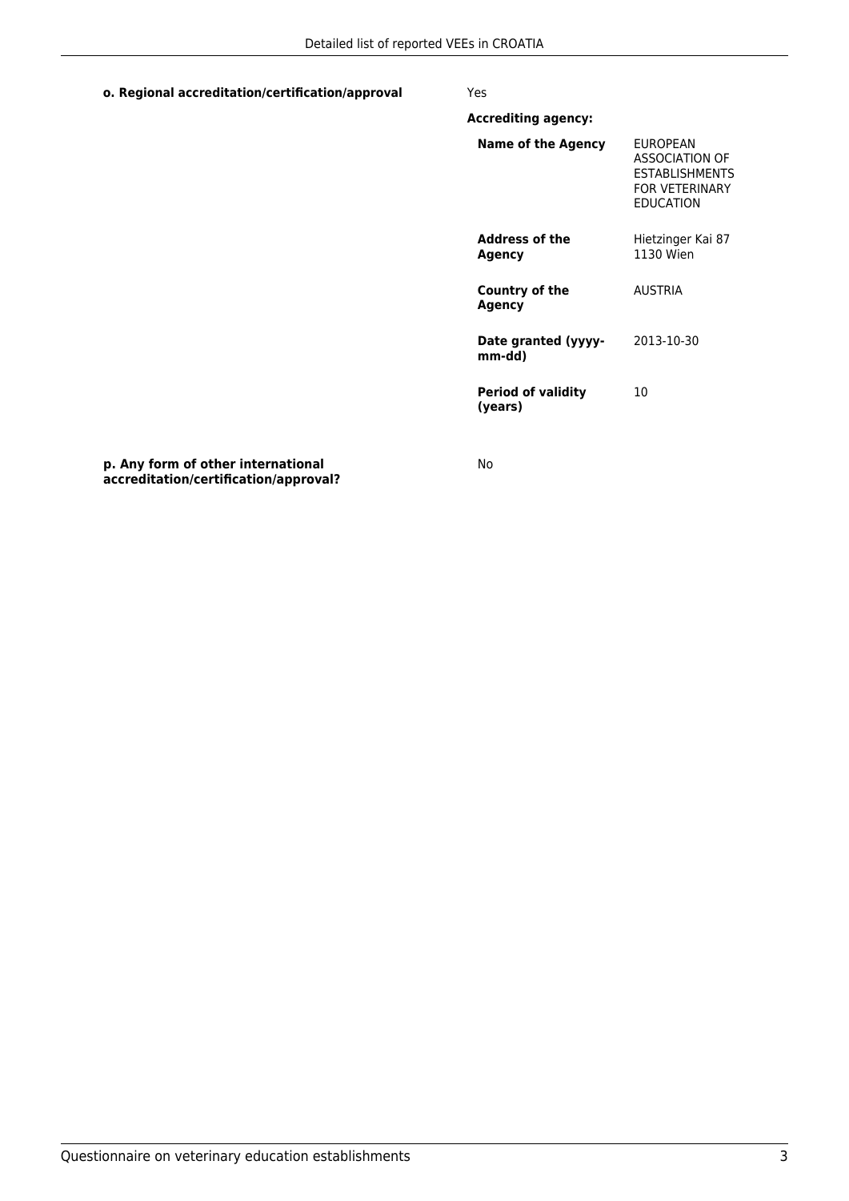**o. Regional accreditation/certification/approval** Yes

**Accrediting agency:**

| | |
|---|---|
| **Name of the Agency** | EUROPEAN ASSOCIATION OF ESTABLISHMENTS FOR VETERINARY EDUCATION |
| **Address of the Agency** | Hietzinger Kai 87 1130 Wien |
| **Country of the Agency** | AUSTRIA |
| **Date granted (yyyy-mm-dd)** | 2013-10-30 |
| **Period of validity (years)** | 10 |

**p. Any form of other international accreditation/certification/approval?** No